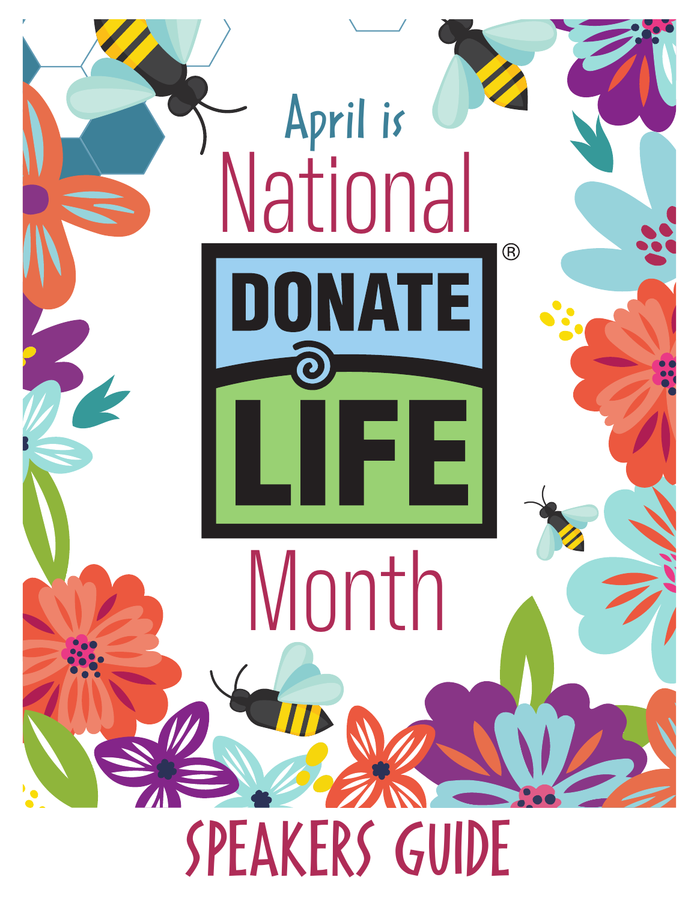April is

# National DONATE LIFE® Month

# SPEAKERS GUIDE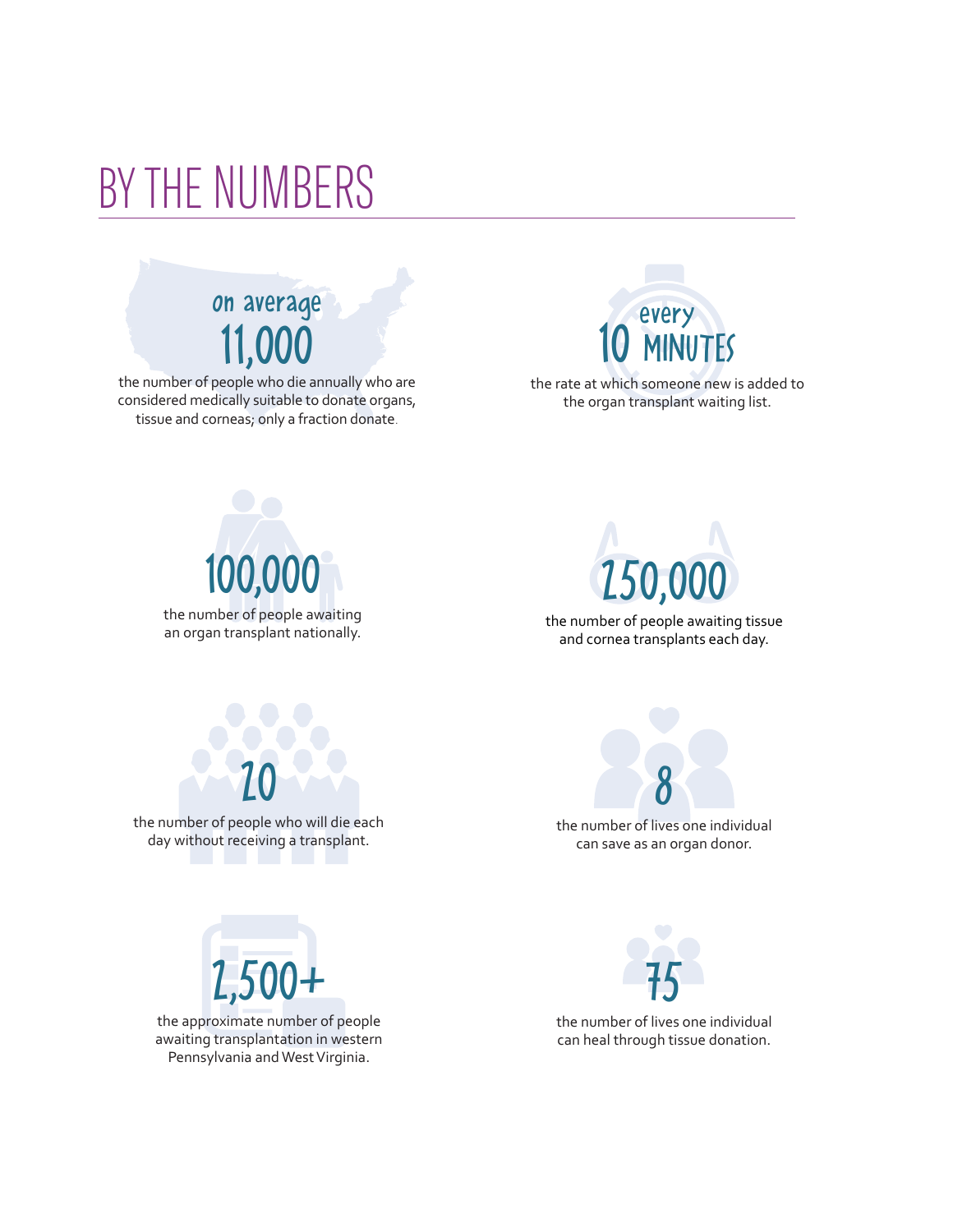# BY THE NUMBERS

on average
**11,000**
the number of people who die annually who are considered medically suitable to donate organs, tissue and corneas; only a fraction donate.

every
**10 MINUTES**
the rate at which someone new is added to the organ transplant waiting list.

**100,000**
the number of people awaiting an organ transplant nationally.

**150,000**
the number of people awaiting tissue and cornea transplants each day.

**20**
the number of people who will die each day without receiving a transplant.

**8**
the number of lives one individual can save as an organ donor.

**2,500+**
the approximate number of people awaiting transplantation in western Pennsylvania and West Virginia.

**75**
the number of lives one individual can heal through tissue donation.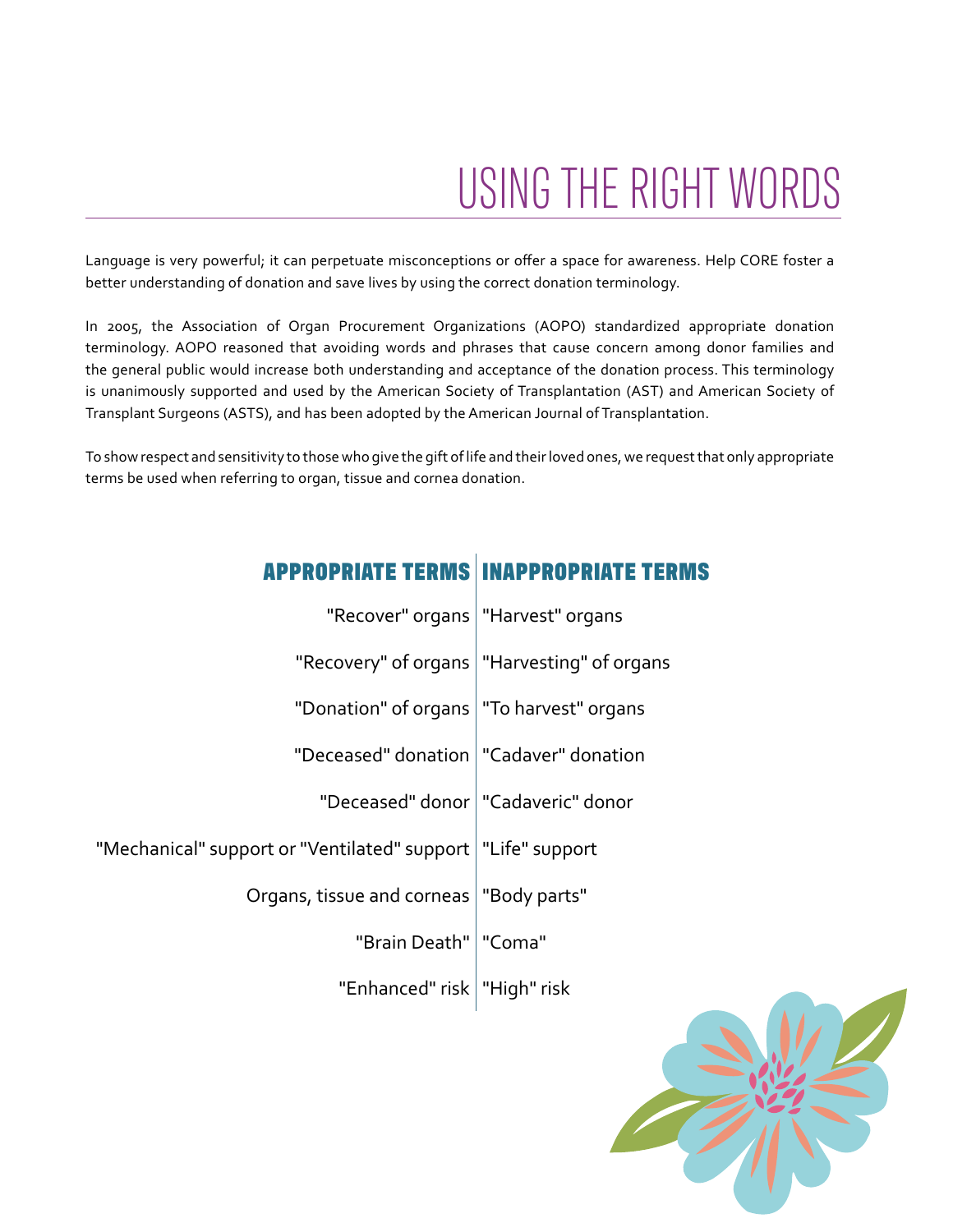# USING THE RIGHT WORDS

Language is very powerful; it can perpetuate misconceptions or offer a space for awareness. Help CORE foster a better understanding of donation and save lives by using the correct donation terminology.

In 2005, the Association of Organ Procurement Organizations (AOPO) standardized appropriate donation terminology. AOPO reasoned that avoiding words and phrases that cause concern among donor families and the general public would increase both understanding and acceptance of the donation process. This terminology is unanimously supported and used by the American Society of Transplantation (AST) and American Society of Transplant Surgeons (ASTS), and has been adopted by the American Journal of Transplantation.

To show respect and sensitivity to those who give the gift of life and their loved ones, we request that only appropriate terms be used when referring to organ, tissue and cornea donation.

| APPROPRIATE TERMS | INAPPROPRIATE TERMS |
|---|---|
| "Recover" organs | "Harvest" organs |
| "Recovery" of organs | "Harvesting" of organs |
| "Donation" of organs | "To harvest" organs |
| "Deceased" donation | "Cadaver" donation |
| "Deceased" donor | "Cadaveric" donor |
| "Mechanical" support or "Ventilated" support | "Life" support |
| Organs, tissue and corneas | "Body parts" |
| "Brain Death" | "Coma" |
| "Enhanced" risk | "High" risk |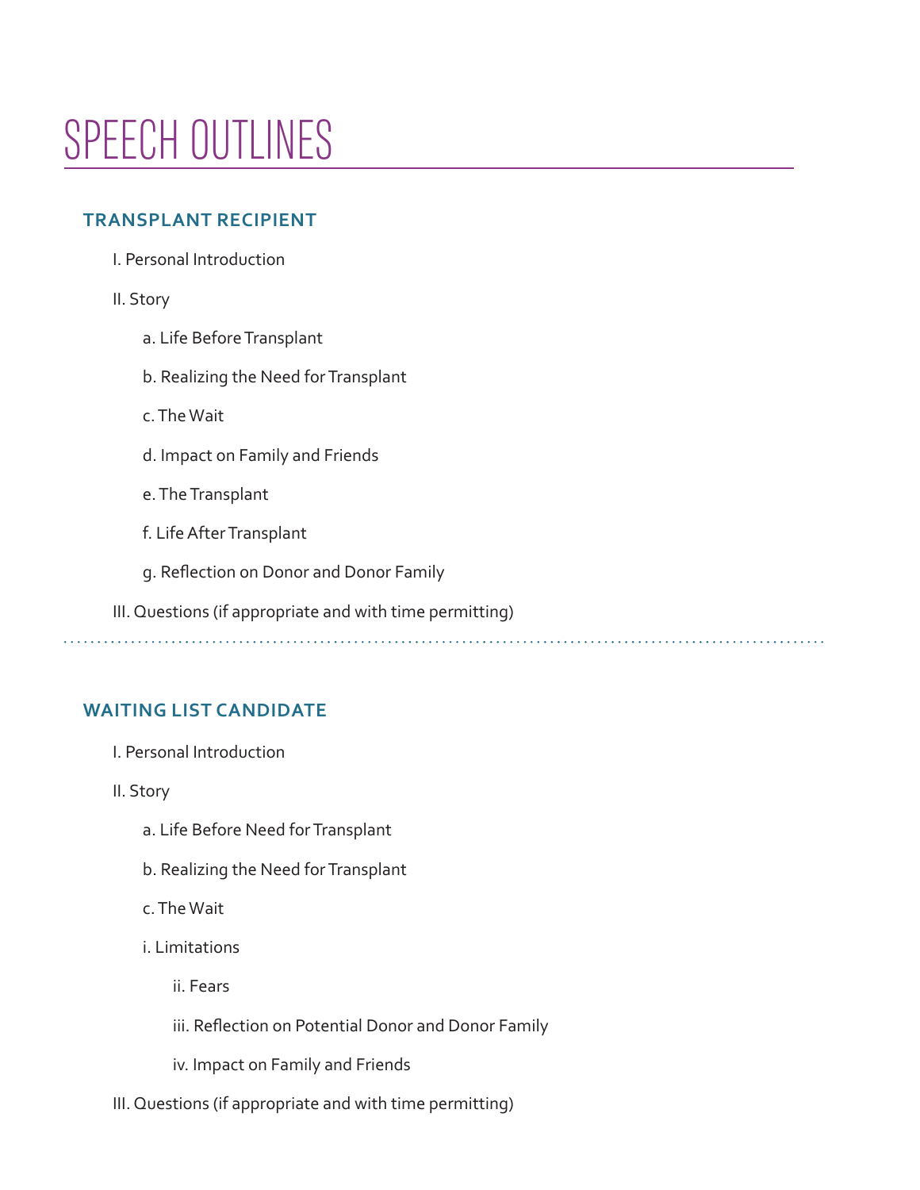# SPEECH OUTLINES

## TRANSPLANT RECIPIENT

I. Personal Introduction

II. Story

- a. Life Before Transplant
- b. Realizing the Need for Transplant
- c. The Wait
- d. Impact on Family and Friends
- e. The Transplant
- f. Life After Transplant
- g. Reflection on Donor and Donor Family

III. Questions (if appropriate and with time permitting)

## WAITING LIST CANDIDATE

I. Personal Introduction

II. Story

- a. Life Before Need for Transplant
- b. Realizing the Need for Transplant
- c. The Wait
- i. Limitations
  - ii. Fears
  - iii. Reflection on Potential Donor and Donor Family
  - iv. Impact on Family and Friends

III. Questions (if appropriate and with time permitting)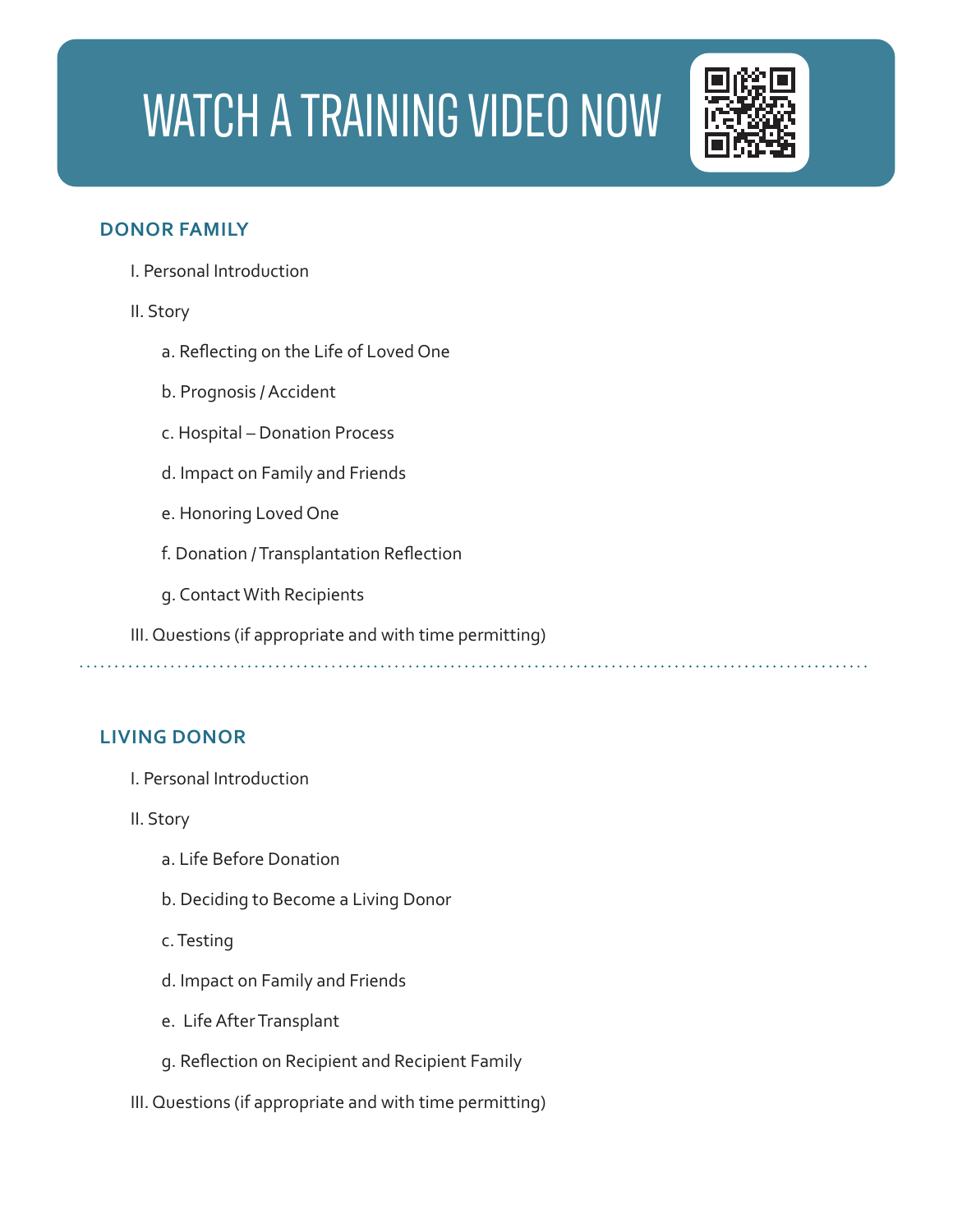# WATCH A TRAINING VIDEO NOW

## DONOR FAMILY

I. Personal Introduction

II. Story

a. Reflecting on the Life of Loved One

b. Prognosis / Accident

c. Hospital – Donation Process

d. Impact on Family and Friends

e. Honoring Loved One

f. Donation / Transplantation Reflection

g. Contact With Recipients

III. Questions (if appropriate and with time permitting)

---

## LIVING DONOR

I. Personal Introduction

II. Story

a. Life Before Donation

b. Deciding to Become a Living Donor

c. Testing

d. Impact on Family and Friends

e. Life After Transplant

g. Reflection on Recipient and Recipient Family

III. Questions (if appropriate and with time permitting)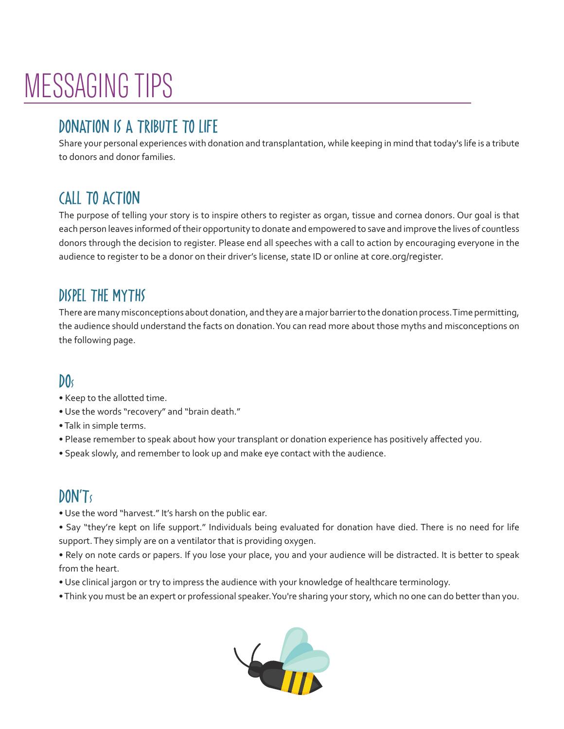# MESSAGING TIPS

## DONATION IS A TRIBUTE TO LIFE

Share your personal experiences with donation and transplantation, while keeping in mind that today's life is a tribute to donors and donor families.

## CALL TO ACTION

The purpose of telling your story is to inspire others to register as organ, tissue and cornea donors. Our goal is that each person leaves informed of their opportunity to donate and empowered to save and improve the lives of countless donors through the decision to register. Please end all speeches with a call to action by encouraging everyone in the audience to register to be a donor on their driver's license, state ID or online at core.org/register.

## DISPEL THE MYTHS

There are many misconceptions about donation, and they are a major barrier to the donation process. Time permitting, the audience should understand the facts on donation. You can read more about those myths and misconceptions on the following page.

## DOs

- Keep to the allotted time.
- Use the words "recovery" and "brain death."
- Talk in simple terms.
- Please remember to speak about how your transplant or donation experience has positively affected you.
- Speak slowly, and remember to look up and make eye contact with the audience.

## DON'Ts

- Use the word "harvest." It's harsh on the public ear.
- Say "they're kept on life support." Individuals being evaluated for donation have died. There is no need for life support. They simply are on a ventilator that is providing oxygen.
- Rely on note cards or papers. If you lose your place, you and your audience will be distracted. It is better to speak from the heart.
- Use clinical jargon or try to impress the audience with your knowledge of healthcare terminology.
- Think you must be an expert or professional speaker. You're sharing your story, which no one can do better than you.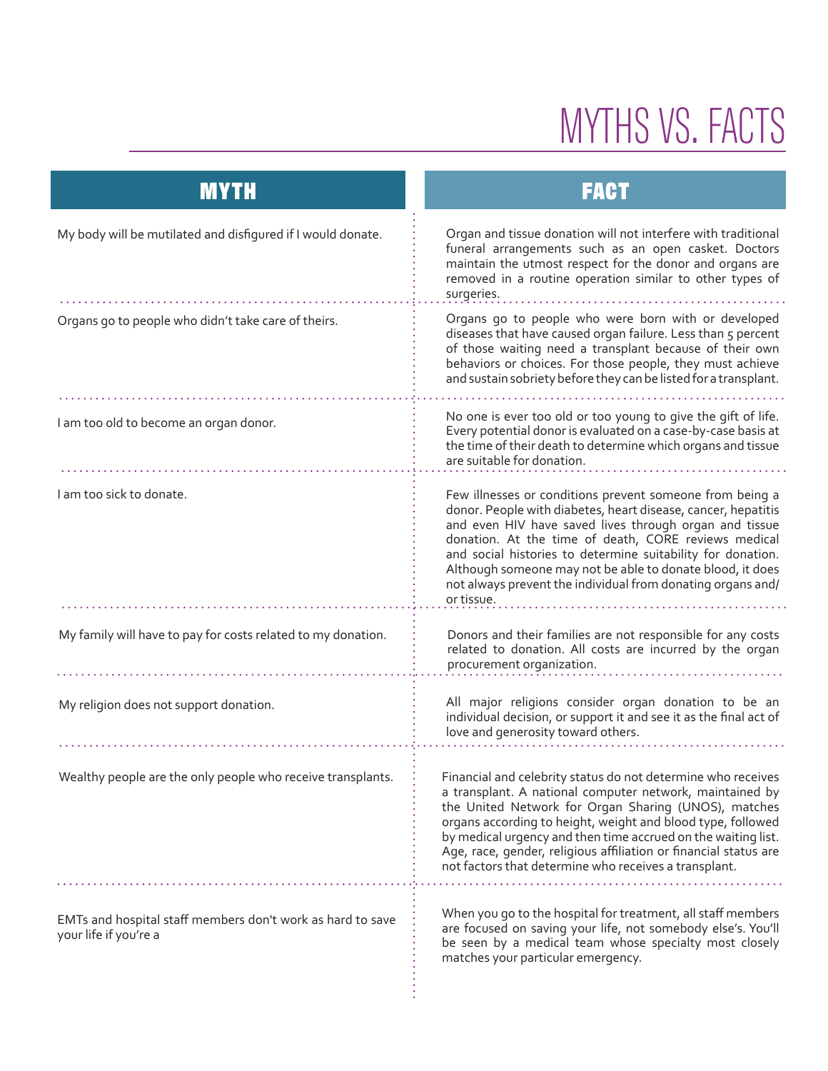# MYTHS VS. FACTS

| MYTH | FACT |
|---|---|
| My body will be mutilated and disfigured if I would donate. | Organ and tissue donation will not interfere with traditional funeral arrangements such as an open casket. Doctors maintain the utmost respect for the donor and organs are removed in a routine operation similar to other types of surgeries. |
| Organs go to people who didn't take care of theirs. | Organs go to people who were born with or developed diseases that have caused organ failure. Less than 5 percent of those waiting need a transplant because of their own behaviors or choices. For those people, they must achieve and sustain sobriety before they can be listed for a transplant. |
| I am too old to become an organ donor. | No one is ever too old or too young to give the gift of life. Every potential donor is evaluated on a case-by-case basis at the time of their death to determine which organs and tissue are suitable for donation. |
| I am too sick to donate. | Few illnesses or conditions prevent someone from being a donor. People with diabetes, heart disease, cancer, hepatitis and even HIV have saved lives through organ and tissue donation. At the time of death, CORE reviews medical and social histories to determine suitability for donation. Although someone may not be able to donate blood, it does not always prevent the individual from donating organs and/or tissue. |
| My family will have to pay for costs related to my donation. | Donors and their families are not responsible for any costs related to donation. All costs are incurred by the organ procurement organization. |
| My religion does not support donation. | All major religions consider organ donation to be an individual decision, or support it and see it as the final act of love and generosity toward others. |
| Wealthy people are the only people who receive transplants. | Financial and celebrity status do not determine who receives a transplant. A national computer network, maintained by the United Network for Organ Sharing (UNOS), matches organs according to height, weight and blood type, followed by medical urgency and then time accrued on the waiting list. Age, race, gender, religious affiliation or financial status are not factors that determine who receives a transplant. |
| EMTs and hospital staff members don't work as hard to save your life if you're a | When you go to the hospital for treatment, all staff members are focused on saving your life, not somebody else's. You'll be seen by a medical team whose specialty most closely matches your particular emergency. |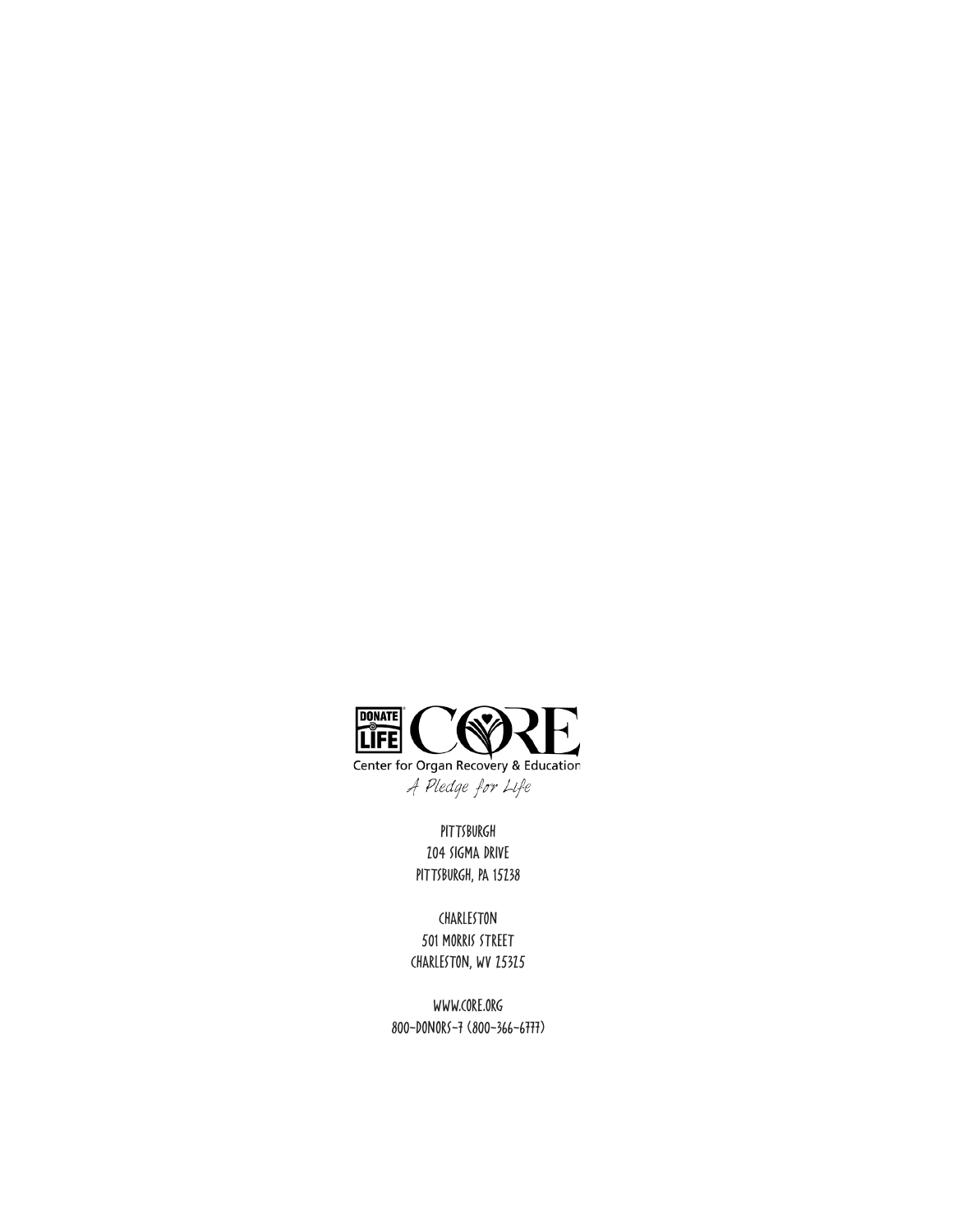DONATE LIFE

CORE

Center for Organ Recovery & Education

*A Pledge for Life*

PITTSBURGH
204 SIGMA DRIVE
PITTSBURGH, PA 15238

CHARLESTON
501 MORRIS STREET
CHARLESTON, WV 25325

WWW.CORE.ORG
800-DONORS-7 (800-366-6777)